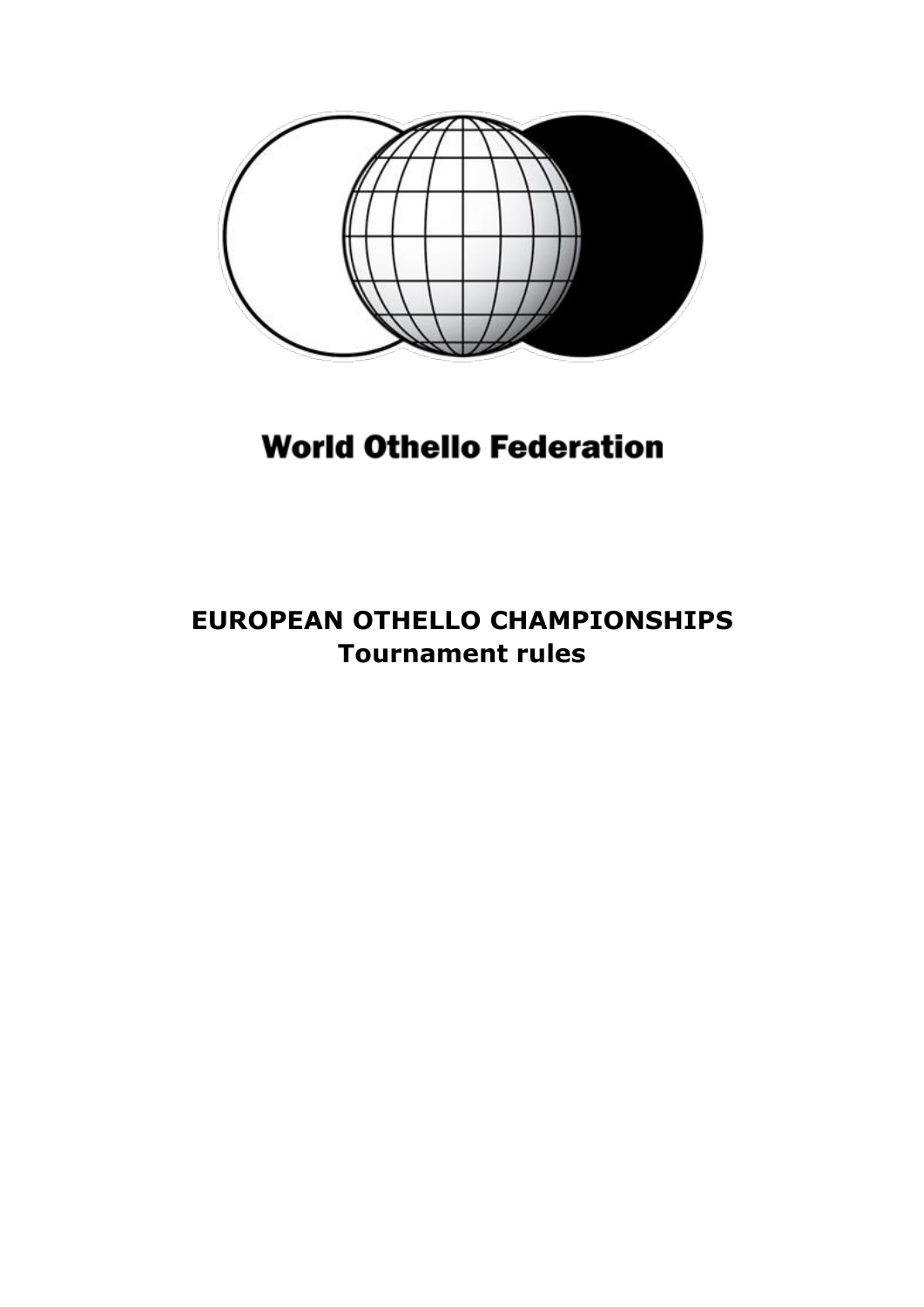World Othello Federation

# EUROPEAN OTHELLO CHAMPIONSHIPS
## Tournament rules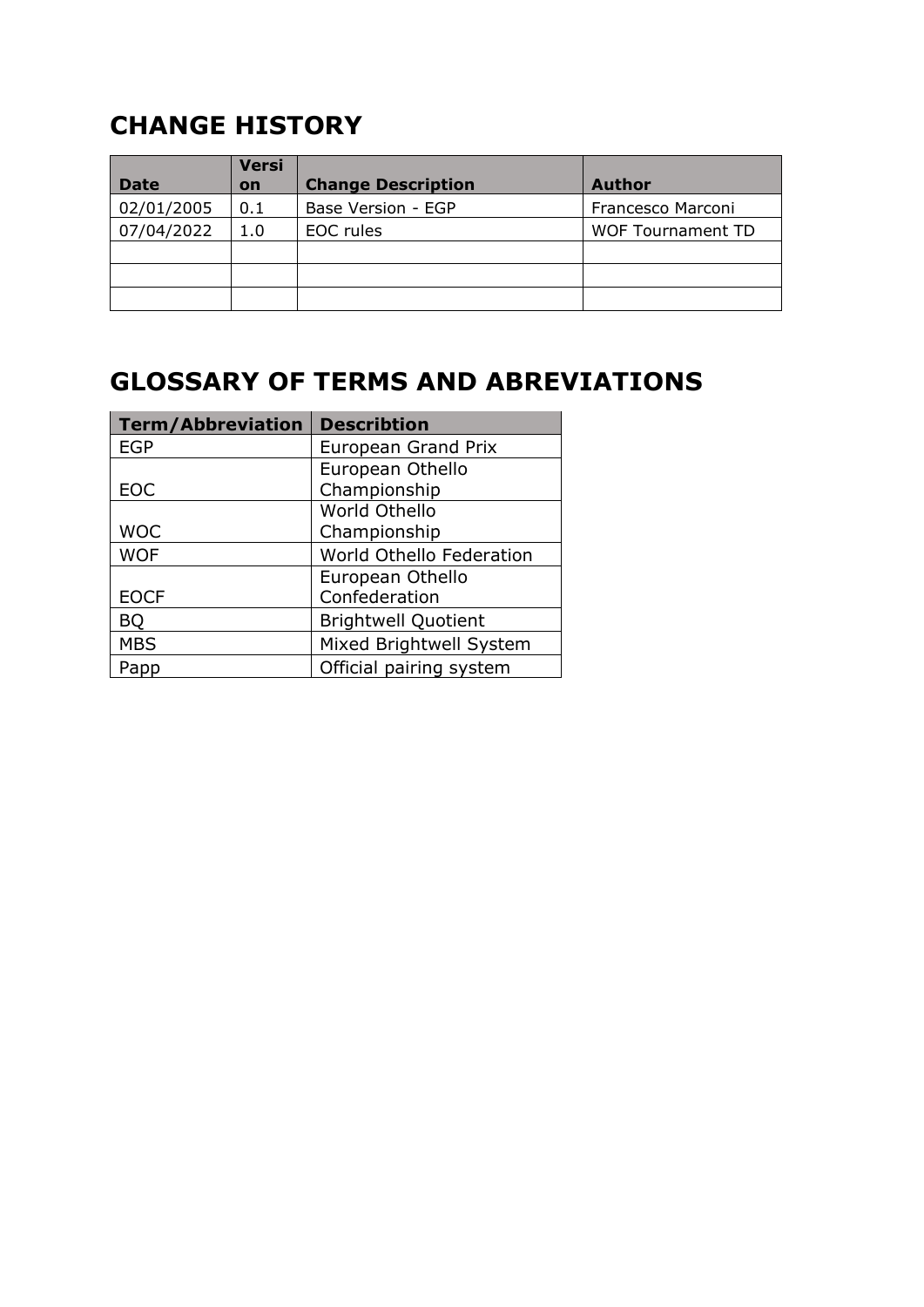## CHANGE HISTORY

| Date | Version | Change Description | Author |
|---|---|---|---|
| 02/01/2005 | 0.1 | Base Version - EGP | Francesco Marconi |
| 07/04/2022 | 1.0 | EOC rules | WOF Tournament TD |
| | | | |
| | | | |
| | | | |

## GLOSSARY OF TERMS AND ABREVIATIONS

| Term/Abbreviation | Describtion |
|---|---|
| EGP | European Grand Prix |
| EOC | European Othello Championship |
| WOC | World Othello Championship |
| WOF | World Othello Federation |
| EOCF | European Othello Confederation |
| BQ | Brightwell Quotient |
| MBS | Mixed Brightwell System |
| Papp | Official pairing system |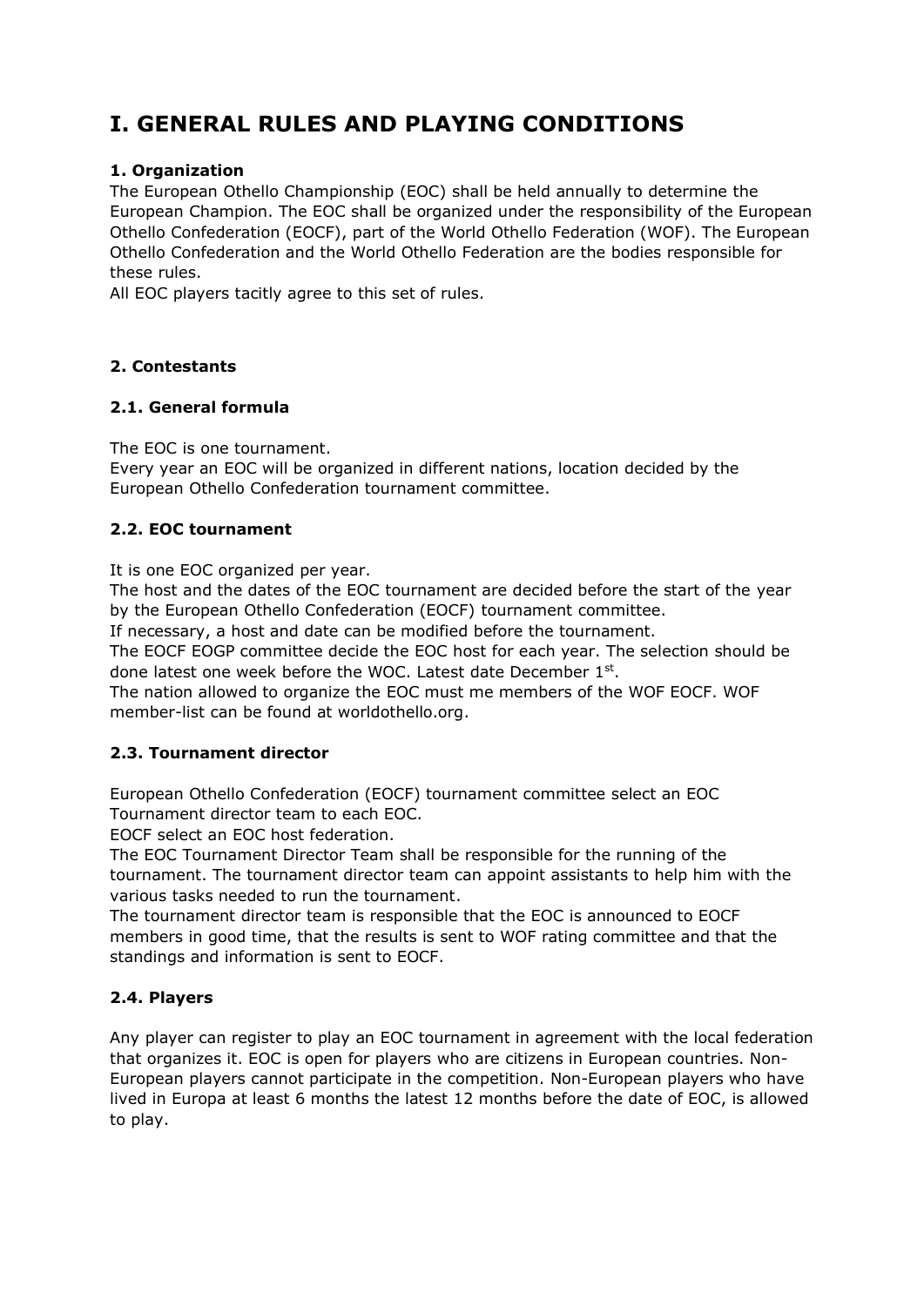# I. GENERAL RULES AND PLAYING CONDITIONS

### 1. Organization

The European Othello Championship (EOC) shall be held annually to determine the European Champion. The EOC shall be organized under the responsibility of the European Othello Confederation (EOCF), part of the World Othello Federation (WOF). The European Othello Confederation and the World Othello Federation are the bodies responsible for these rules.

All EOC players tacitly agree to this set of rules.

### 2. Contestants

### 2.1. General formula

The EOC is one tournament.

Every year an EOC will be organized in different nations, location decided by the European Othello Confederation tournament committee.

### 2.2. EOC tournament

It is one EOC organized per year.

The host and the dates of the EOC tournament are decided before the start of the year by the European Othello Confederation (EOCF) tournament committee.

If necessary, a host and date can be modified before the tournament.

The EOCF EOGP committee decide the EOC host for each year. The selection should be done latest one week before the WOC. Latest date December 1st.

The nation allowed to organize the EOC must me members of the WOF EOCF. WOF member-list can be found at worldothello.org.

### 2.3. Tournament director

European Othello Confederation (EOCF) tournament committee select an EOC Tournament director team to each EOC.

EOCF select an EOC host federation.

The EOC Tournament Director Team shall be responsible for the running of the tournament. The tournament director team can appoint assistants to help him with the various tasks needed to run the tournament.

The tournament director team is responsible that the EOC is announced to EOCF members in good time, that the results is sent to WOF rating committee and that the standings and information is sent to EOCF.

### 2.4. Players

Any player can register to play an EOC tournament in agreement with the local federation that organizes it. EOC is open for players who are citizens in European countries. Non-European players cannot participate in the competition. Non-European players who have lived in Europa at least 6 months the latest 12 months before the date of EOC, is allowed to play.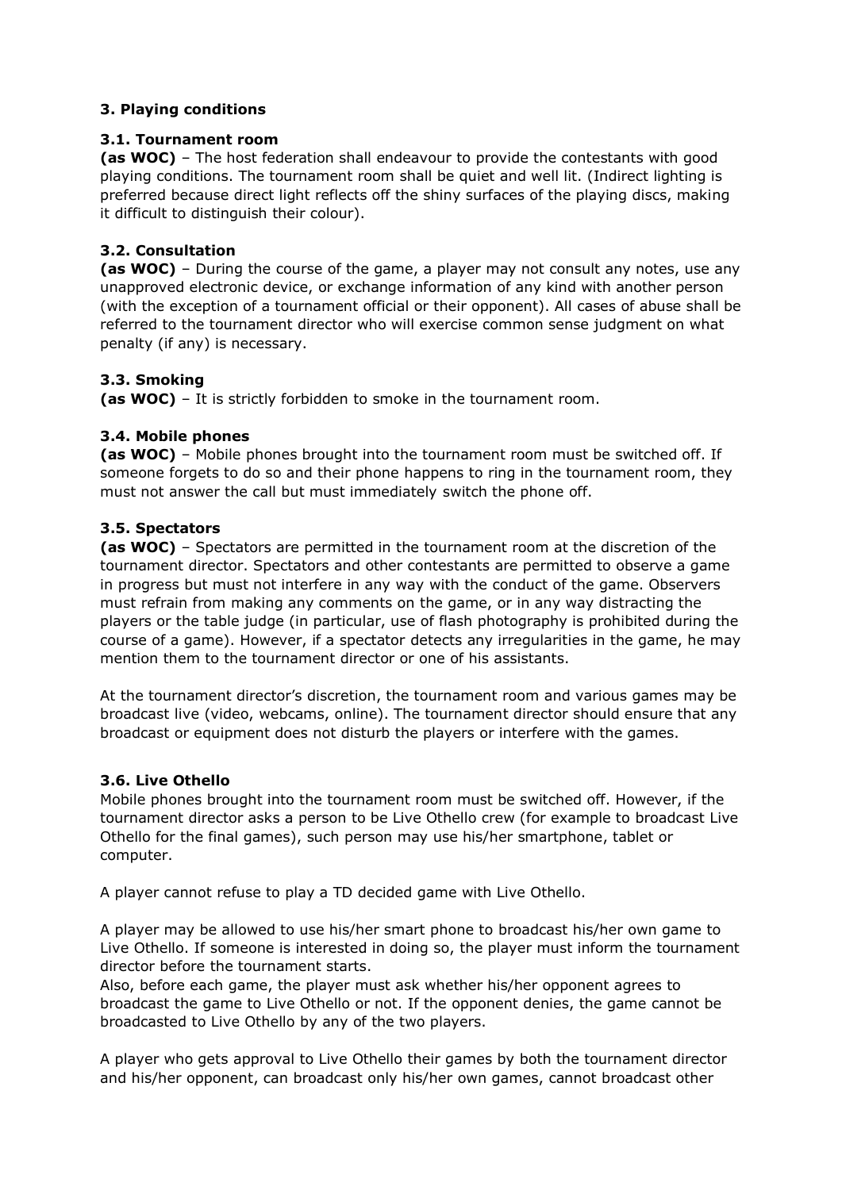### 3. Playing conditions

#### 3.1. Tournament room

**(as WOC)** – The host federation shall endeavour to provide the contestants with good playing conditions. The tournament room shall be quiet and well lit. (Indirect lighting is preferred because direct light reflects off the shiny surfaces of the playing discs, making it difficult to distinguish their colour).

#### 3.2. Consultation

**(as WOC)** – During the course of the game, a player may not consult any notes, use any unapproved electronic device, or exchange information of any kind with another person (with the exception of a tournament official or their opponent). All cases of abuse shall be referred to the tournament director who will exercise common sense judgment on what penalty (if any) is necessary.

#### 3.3. Smoking

**(as WOC)** – It is strictly forbidden to smoke in the tournament room.

#### 3.4. Mobile phones

**(as WOC)** – Mobile phones brought into the tournament room must be switched off. If someone forgets to do so and their phone happens to ring in the tournament room, they must not answer the call but must immediately switch the phone off.

#### 3.5. Spectators

**(as WOC)** – Spectators are permitted in the tournament room at the discretion of the tournament director. Spectators and other contestants are permitted to observe a game in progress but must not interfere in any way with the conduct of the game. Observers must refrain from making any comments on the game, or in any way distracting the players or the table judge (in particular, use of flash photography is prohibited during the course of a game). However, if a spectator detects any irregularities in the game, he may mention them to the tournament director or one of his assistants.

At the tournament director's discretion, the tournament room and various games may be broadcast live (video, webcams, online). The tournament director should ensure that any broadcast or equipment does not disturb the players or interfere with the games.

#### 3.6. Live Othello

Mobile phones brought into the tournament room must be switched off. However, if the tournament director asks a person to be Live Othello crew (for example to broadcast Live Othello for the final games), such person may use his/her smartphone, tablet or computer.

A player cannot refuse to play a TD decided game with Live Othello.

A player may be allowed to use his/her smart phone to broadcast his/her own game to Live Othello. If someone is interested in doing so, the player must inform the tournament director before the tournament starts.
Also, before each game, the player must ask whether his/her opponent agrees to broadcast the game to Live Othello or not. If the opponent denies, the game cannot be broadcasted to Live Othello by any of the two players.

A player who gets approval to Live Othello their games by both the tournament director and his/her opponent, can broadcast only his/her own games, cannot broadcast other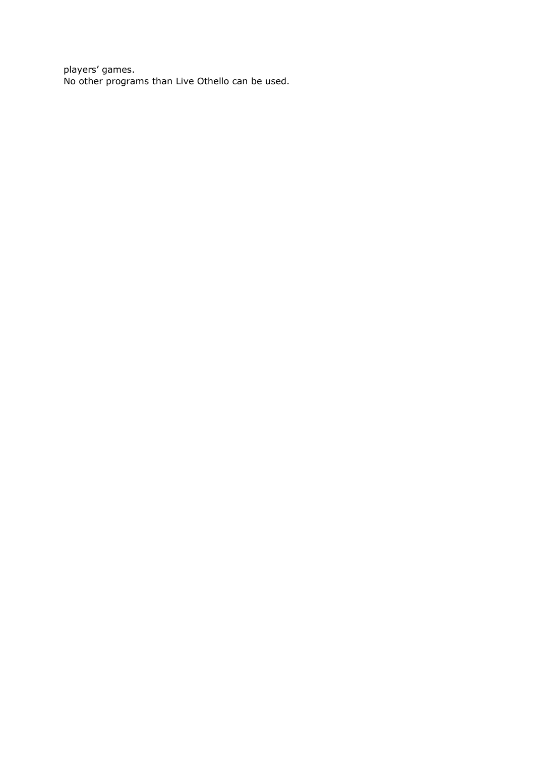players' games.
No other programs than Live Othello can be used.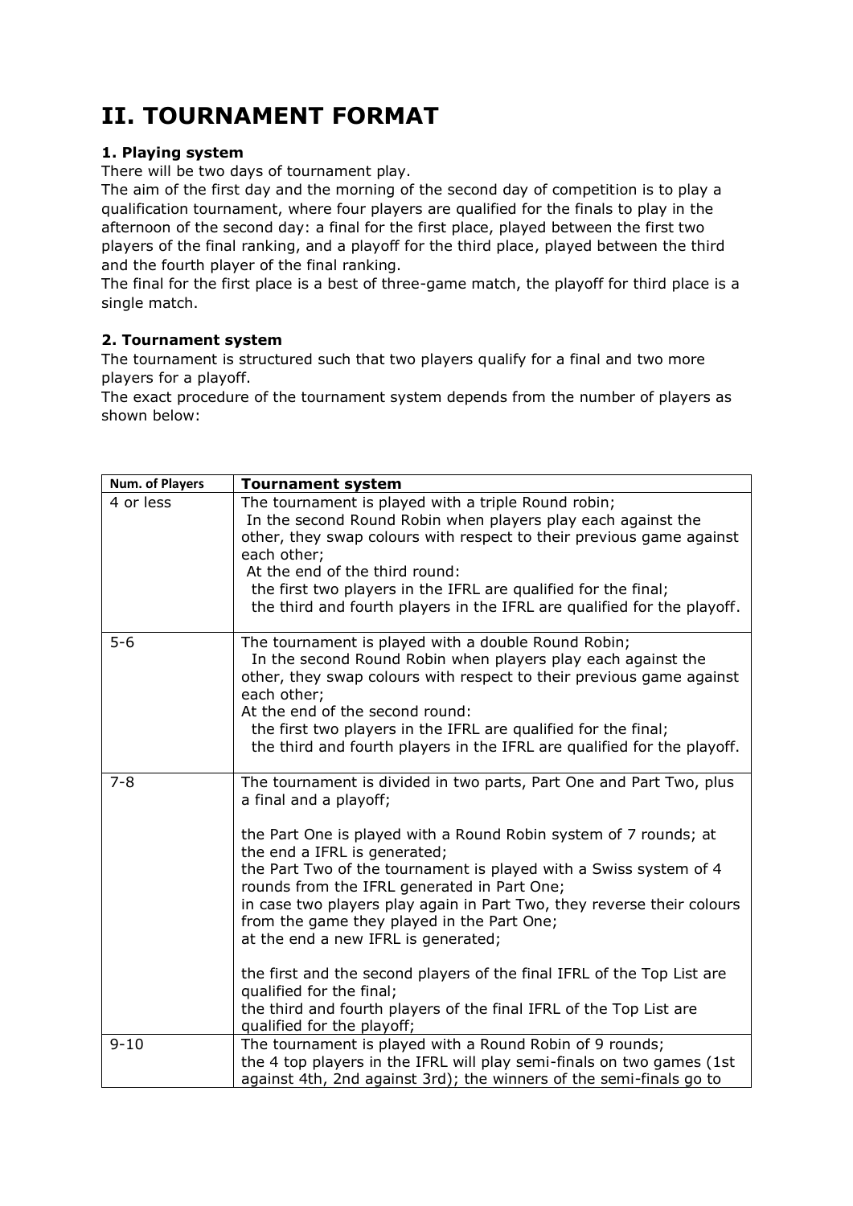# II. TOURNAMENT FORMAT

### 1. Playing system

There will be two days of tournament play.

The aim of the first day and the morning of the second day of competition is to play a qualification tournament, where four players are qualified for the finals to play in the afternoon of the second day: a final for the first place, played between the first two players of the final ranking, and a playoff for the third place, played between the third and the fourth player of the final ranking.

The final for the first place is a best of three-game match, the playoff for third place is a single match.

### 2. Tournament system

The tournament is structured such that two players qualify for a final and two more players for a playoff.

The exact procedure of the tournament system depends from the number of players as shown below:

| Num. of Players | Tournament system |
|---|---|
| 4 or less | The tournament is played with a triple Round robin;<br>In the second Round Robin when players play each against the other, they swap colours with respect to their previous game against each other;<br>At the end of the third round:<br>the first two players in the IFRL are qualified for the final;<br>the third and fourth players in the IFRL are qualified for the playoff. |
| 5-6 | The tournament is played with a double Round Robin;<br>In the second Round Robin when players play each against the other, they swap colours with respect to their previous game against each other;<br>At the end of the second round:<br>the first two players in the IFRL are qualified for the final;<br>the third and fourth players in the IFRL are qualified for the playoff. |
| 7-8 | The tournament is divided in two parts, Part One and Part Two, plus a final and a playoff;<br><br>the Part One is played with a Round Robin system of 7 rounds; at the end a IFRL is generated;<br>the Part Two of the tournament is played with a Swiss system of 4 rounds from the IFRL generated in Part One;<br>in case two players play again in Part Two, they reverse their colours from the game they played in the Part One;<br>at the end a new IFRL is generated;<br><br>the first and the second players of the final IFRL of the Top List are qualified for the final;<br>the third and fourth players of the final IFRL of the Top List are qualified for the playoff; |
| 9-10 | The tournament is played with a Round Robin of 9 rounds;<br>the 4 top players in the IFRL will play semi-finals on two games (1st against 4th, 2nd against 3rd); the winners of the semi-finals go to |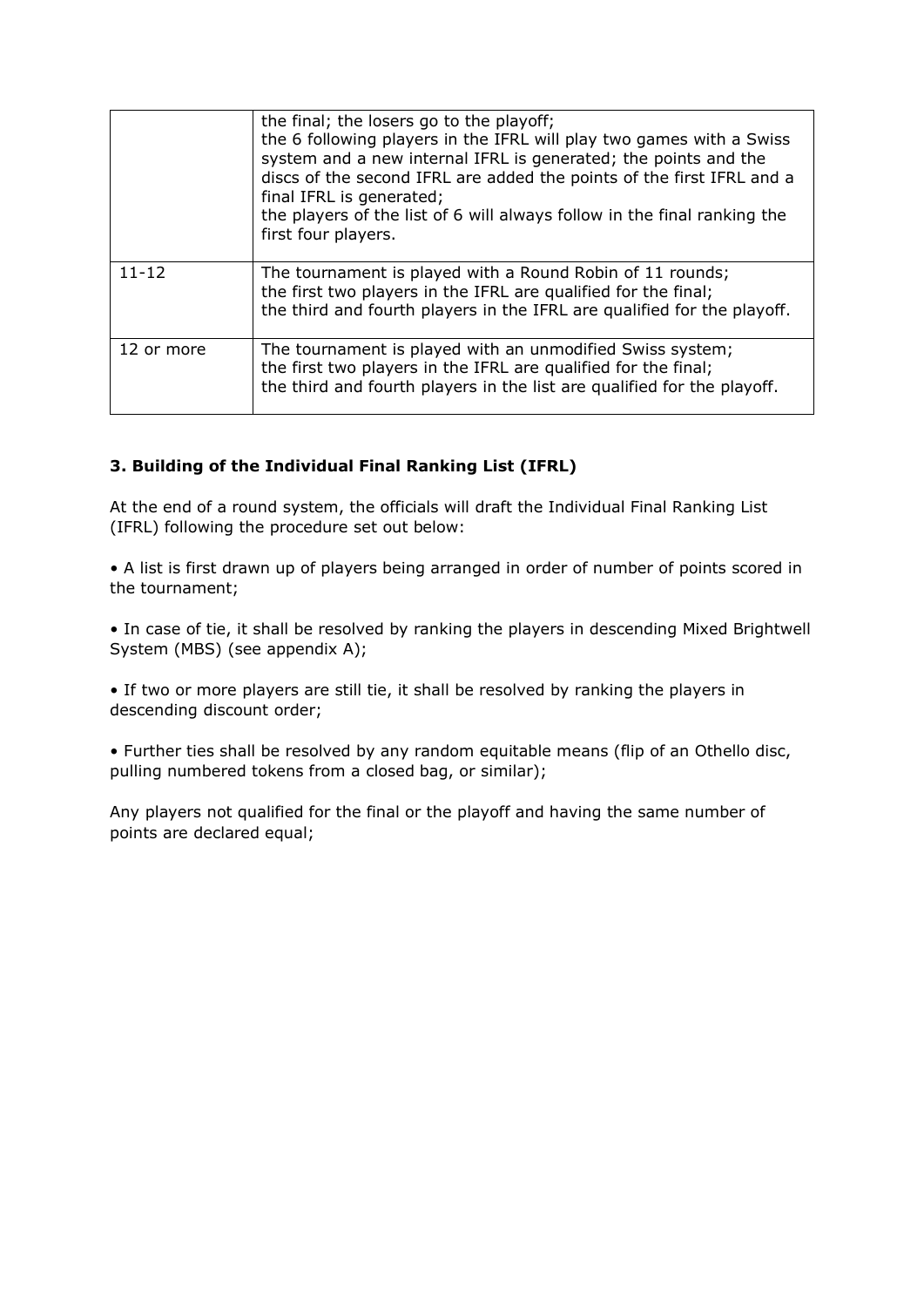|  |  |
| --- | --- |
|  | the final; the losers go to the playoff;<br>the 6 following players in the IFRL will play two games with a Swiss system and a new internal IFRL is generated; the points and the discs of the second IFRL are added the points of the first IFRL and a final IFRL is generated;<br>the players of the list of 6 will always follow in the final ranking the first four players. |
| 11-12 | The tournament is played with a Round Robin of 11 rounds;<br>the first two players in the IFRL are qualified for the final;<br>the third and fourth players in the IFRL are qualified for the playoff. |
| 12 or more | The tournament is played with an unmodified Swiss system;<br>the first two players in the IFRL are qualified for the final;<br>the third and fourth players in the list are qualified for the playoff. |

### 3. Building of the Individual Final Ranking List (IFRL)

At the end of a round system, the officials will draft the Individual Final Ranking List (IFRL) following the procedure set out below:

• A list is first drawn up of players being arranged in order of number of points scored in the tournament;

• In case of tie, it shall be resolved by ranking the players in descending Mixed Brightwell System (MBS) (see appendix A);

• If two or more players are still tie, it shall be resolved by ranking the players in descending discount order;

• Further ties shall be resolved by any random equitable means (flip of an Othello disc, pulling numbered tokens from a closed bag, or similar);

Any players not qualified for the final or the playoff and having the same number of points are declared equal;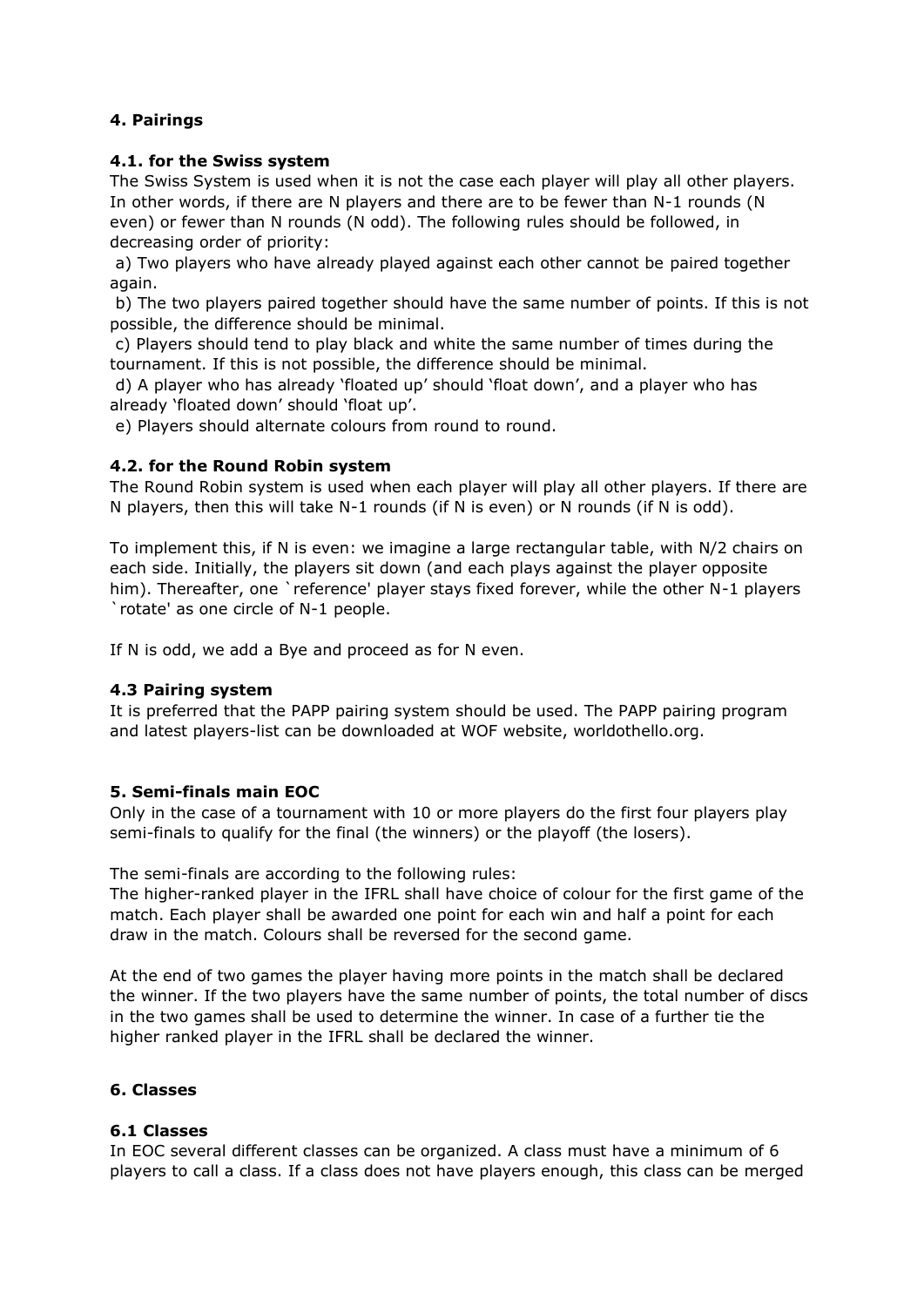## 4. Pairings

### 4.1. for the Swiss system

The Swiss System is used when it is not the case each player will play all other players. In other words, if there are N players and there are to be fewer than N-1 rounds (N even) or fewer than N rounds (N odd). The following rules should be followed, in decreasing order of priority:

a) Two players who have already played against each other cannot be paired together again.

b) The two players paired together should have the same number of points. If this is not possible, the difference should be minimal.

c) Players should tend to play black and white the same number of times during the tournament. If this is not possible, the difference should be minimal.

d) A player who has already 'floated up' should 'float down', and a player who has already 'floated down' should 'float up'.

e) Players should alternate colours from round to round.

### 4.2. for the Round Robin system

The Round Robin system is used when each player will play all other players. If there are N players, then this will take N-1 rounds (if N is even) or N rounds (if N is odd).

To implement this, if N is even: we imagine a large rectangular table, with N/2 chairs on each side. Initially, the players sit down (and each plays against the player opposite him). Thereafter, one `reference' player stays fixed forever, while the other N-1 players `rotate' as one circle of N-1 people.

If N is odd, we add a Bye and proceed as for N even.

### 4.3 Pairing system

It is preferred that the PAPP pairing system should be used. The PAPP pairing program and latest players-list can be downloaded at WOF website, worldothello.org.

## 5. Semi-finals main EOC

Only in the case of a tournament with 10 or more players do the first four players play semi-finals to qualify for the final (the winners) or the playoff (the losers).

The semi-finals are according to the following rules:
The higher-ranked player in the IFRL shall have choice of colour for the first game of the match. Each player shall be awarded one point for each win and half a point for each draw in the match. Colours shall be reversed for the second game.

At the end of two games the player having more points in the match shall be declared the winner. If the two players have the same number of points, the total number of discs in the two games shall be used to determine the winner. In case of a further tie the higher ranked player in the IFRL shall be declared the winner.

## 6. Classes

### 6.1 Classes

In EOC several different classes can be organized. A class must have a minimum of 6 players to call a class. If a class does not have players enough, this class can be merged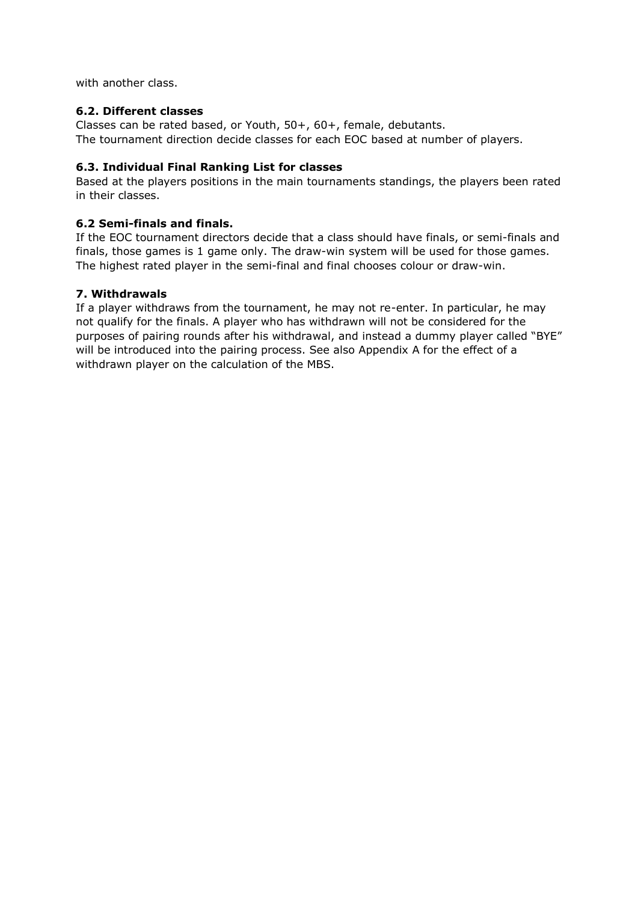with another class.

### 6.2. Different classes

Classes can be rated based, or Youth, 50+, 60+, female, debutants.
The tournament direction decide classes for each EOC based at number of players.

### 6.3. Individual Final Ranking List for classes

Based at the players positions in the main tournaments standings, the players been rated in their classes.

### 6.2 Semi-finals and finals.

If the EOC tournament directors decide that a class should have finals, or semi-finals and finals, those games is 1 game only. The draw-win system will be used for those games. The highest rated player in the semi-final and final chooses colour or draw-win.

## 7. Withdrawals

If a player withdraws from the tournament, he may not re-enter. In particular, he may not qualify for the finals. A player who has withdrawn will not be considered for the purposes of pairing rounds after his withdrawal, and instead a dummy player called "BYE" will be introduced into the pairing process. See also Appendix A for the effect of a withdrawn player on the calculation of the MBS.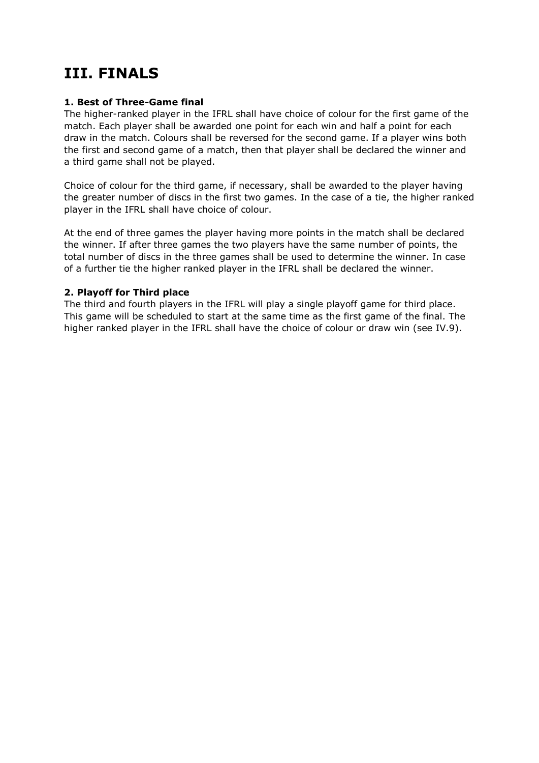# III. FINALS

**1. Best of Three-Game final**
The higher-ranked player in the IFRL shall have choice of colour for the first game of the match. Each player shall be awarded one point for each win and half a point for each draw in the match. Colours shall be reversed for the second game. If a player wins both the first and second game of a match, then that player shall be declared the winner and a third game shall not be played.

Choice of colour for the third game, if necessary, shall be awarded to the player having the greater number of discs in the first two games. In the case of a tie, the higher ranked player in the IFRL shall have choice of colour.

At the end of three games the player having more points in the match shall be declared the winner. If after three games the two players have the same number of points, the total number of discs in the three games shall be used to determine the winner. In case of a further tie the higher ranked player in the IFRL shall be declared the winner.

**2. Playoff for Third place**
The third and fourth players in the IFRL will play a single playoff game for third place. This game will be scheduled to start at the same time as the first game of the final. The higher ranked player in the IFRL shall have the choice of colour or draw win (see IV.9).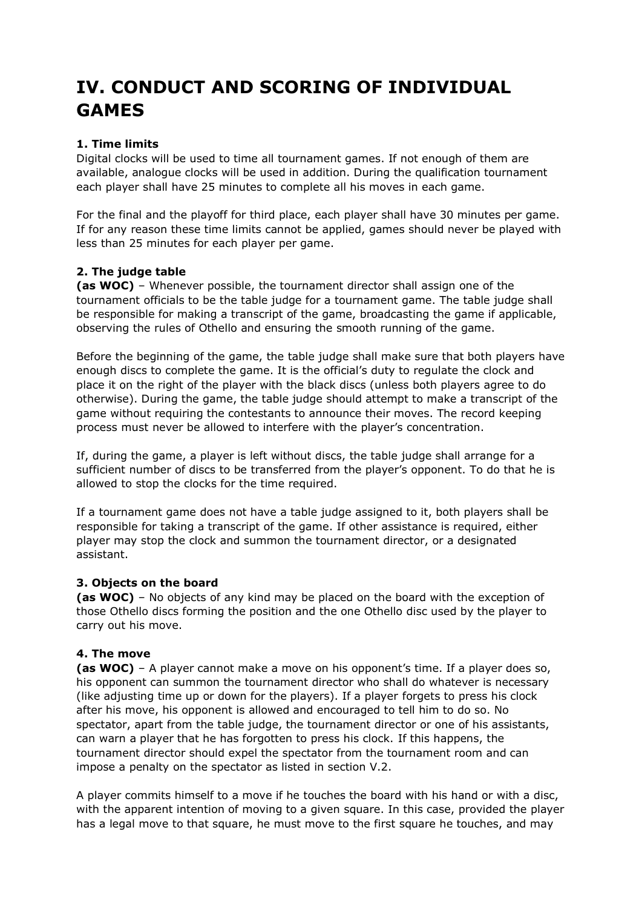# IV. CONDUCT AND SCORING OF INDIVIDUAL GAMES

### 1. Time limits

Digital clocks will be used to time all tournament games. If not enough of them are available, analogue clocks will be used in addition. During the qualification tournament each player shall have 25 minutes to complete all his moves in each game.

For the final and the playoff for third place, each player shall have 30 minutes per game. If for any reason these time limits cannot be applied, games should never be played with less than 25 minutes for each player per game.

### 2. The judge table

**(as WOC)** – Whenever possible, the tournament director shall assign one of the tournament officials to be the table judge for a tournament game. The table judge shall be responsible for making a transcript of the game, broadcasting the game if applicable, observing the rules of Othello and ensuring the smooth running of the game.

Before the beginning of the game, the table judge shall make sure that both players have enough discs to complete the game. It is the official's duty to regulate the clock and place it on the right of the player with the black discs (unless both players agree to do otherwise). During the game, the table judge should attempt to make a transcript of the game without requiring the contestants to announce their moves. The record keeping process must never be allowed to interfere with the player's concentration.

If, during the game, a player is left without discs, the table judge shall arrange for a sufficient number of discs to be transferred from the player's opponent. To do that he is allowed to stop the clocks for the time required.

If a tournament game does not have a table judge assigned to it, both players shall be responsible for taking a transcript of the game. If other assistance is required, either player may stop the clock and summon the tournament director, or a designated assistant.

### 3. Objects on the board

**(as WOC)** – No objects of any kind may be placed on the board with the exception of those Othello discs forming the position and the one Othello disc used by the player to carry out his move.

### 4. The move

**(as WOC)** – A player cannot make a move on his opponent's time. If a player does so, his opponent can summon the tournament director who shall do whatever is necessary (like adjusting time up or down for the players). If a player forgets to press his clock after his move, his opponent is allowed and encouraged to tell him to do so. No spectator, apart from the table judge, the tournament director or one of his assistants, can warn a player that he has forgotten to press his clock. If this happens, the tournament director should expel the spectator from the tournament room and can impose a penalty on the spectator as listed in section V.2.

A player commits himself to a move if he touches the board with his hand or with a disc, with the apparent intention of moving to a given square. In this case, provided the player has a legal move to that square, he must move to the first square he touches, and may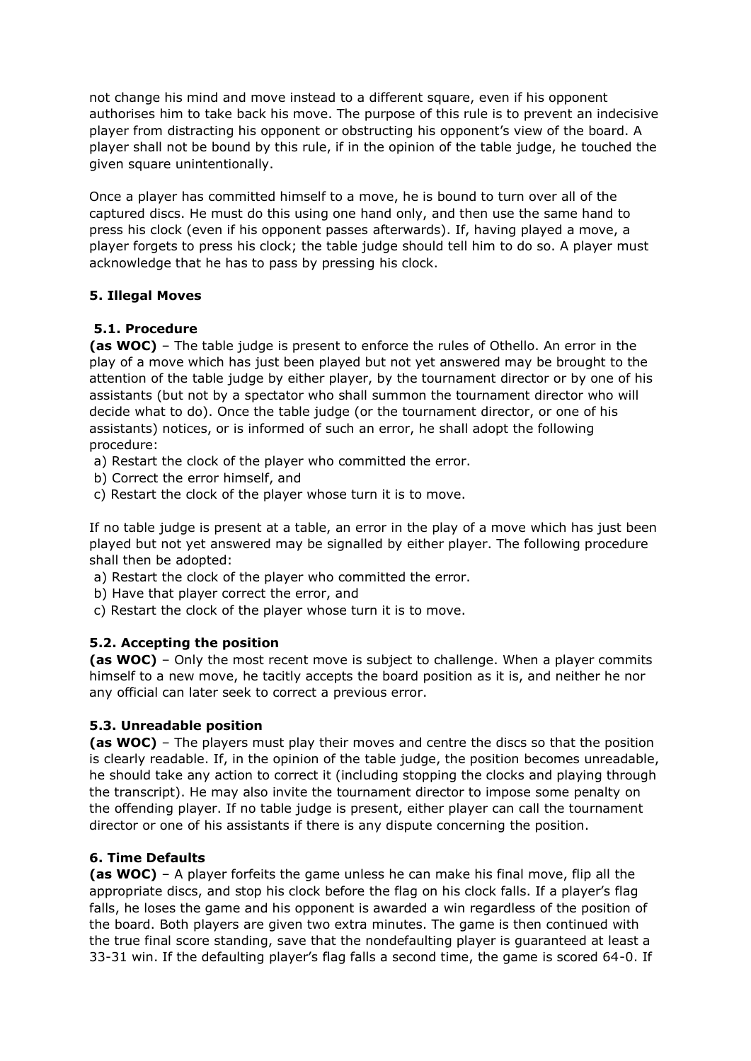not change his mind and move instead to a different square, even if his opponent authorises him to take back his move. The purpose of this rule is to prevent an indecisive player from distracting his opponent or obstructing his opponent's view of the board. A player shall not be bound by this rule, if in the opinion of the table judge, he touched the given square unintentionally.

Once a player has committed himself to a move, he is bound to turn over all of the captured discs. He must do this using one hand only, and then use the same hand to press his clock (even if his opponent passes afterwards). If, having played a move, a player forgets to press his clock; the table judge should tell him to do so. A player must acknowledge that he has to pass by pressing his clock.

### 5. Illegal Moves

#### 5.1. Procedure

**(as WOC)** – The table judge is present to enforce the rules of Othello. An error in the play of a move which has just been played but not yet answered may be brought to the attention of the table judge by either player, by the tournament director or by one of his assistants (but not by a spectator who shall summon the tournament director who will decide what to do). Once the table judge (or the tournament director, or one of his assistants) notices, or is informed of such an error, he shall adopt the following procedure:

a) Restart the clock of the player who committed the error.
b) Correct the error himself, and
c) Restart the clock of the player whose turn it is to move.

If no table judge is present at a table, an error in the play of a move which has just been played but not yet answered may be signalled by either player. The following procedure shall then be adopted:

a) Restart the clock of the player who committed the error.
b) Have that player correct the error, and
c) Restart the clock of the player whose turn it is to move.

#### 5.2. Accepting the position

**(as WOC)** – Only the most recent move is subject to challenge. When a player commits himself to a new move, he tacitly accepts the board position as it is, and neither he nor any official can later seek to correct a previous error.

#### 5.3. Unreadable position

**(as WOC)** – The players must play their moves and centre the discs so that the position is clearly readable. If, in the opinion of the table judge, the position becomes unreadable, he should take any action to correct it (including stopping the clocks and playing through the transcript). He may also invite the tournament director to impose some penalty on the offending player. If no table judge is present, either player can call the tournament director or one of his assistants if there is any dispute concerning the position.

### 6. Time Defaults

**(as WOC)** – A player forfeits the game unless he can make his final move, flip all the appropriate discs, and stop his clock before the flag on his clock falls. If a player's flag falls, he loses the game and his opponent is awarded a win regardless of the position of the board. Both players are given two extra minutes. The game is then continued with the true final score standing, save that the nondefaulting player is guaranteed at least a 33-31 win. If the defaulting player's flag falls a second time, the game is scored 64-0. If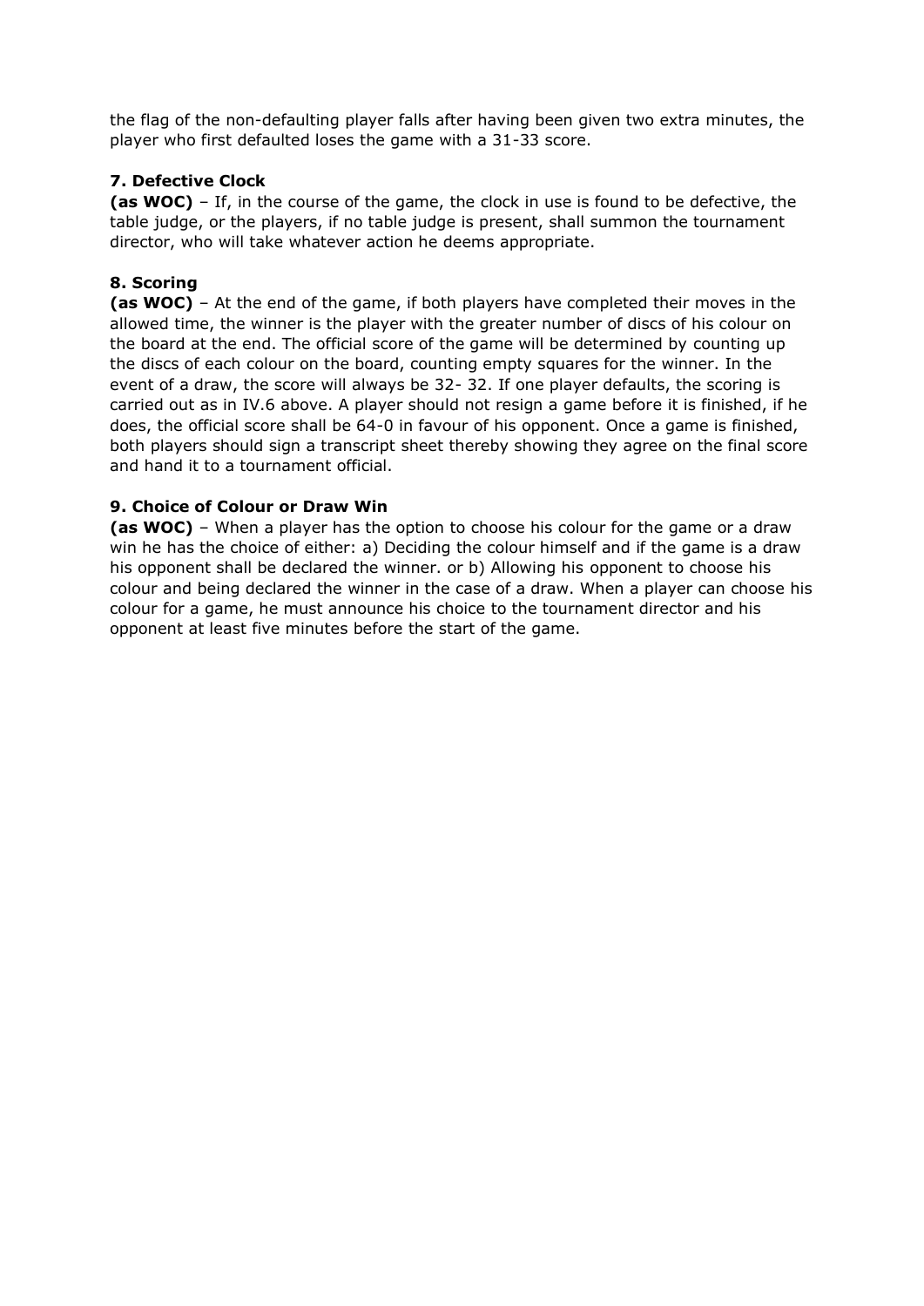the flag of the non-defaulting player falls after having been given two extra minutes, the player who first defaulted loses the game with a 31-33 score.

**7. Defective Clock**

**(as WOC)** – If, in the course of the game, the clock in use is found to be defective, the table judge, or the players, if no table judge is present, shall summon the tournament director, who will take whatever action he deems appropriate.

**8. Scoring**

**(as WOC)** – At the end of the game, if both players have completed their moves in the allowed time, the winner is the player with the greater number of discs of his colour on the board at the end. The official score of the game will be determined by counting up the discs of each colour on the board, counting empty squares for the winner. In the event of a draw, the score will always be 32- 32. If one player defaults, the scoring is carried out as in IV.6 above. A player should not resign a game before it is finished, if he does, the official score shall be 64-0 in favour of his opponent. Once a game is finished, both players should sign a transcript sheet thereby showing they agree on the final score and hand it to a tournament official.

**9. Choice of Colour or Draw Win**

**(as WOC)** – When a player has the option to choose his colour for the game or a draw win he has the choice of either: a) Deciding the colour himself and if the game is a draw his opponent shall be declared the winner. or b) Allowing his opponent to choose his colour and being declared the winner in the case of a draw. When a player can choose his colour for a game, he must announce his choice to the tournament director and his opponent at least five minutes before the start of the game.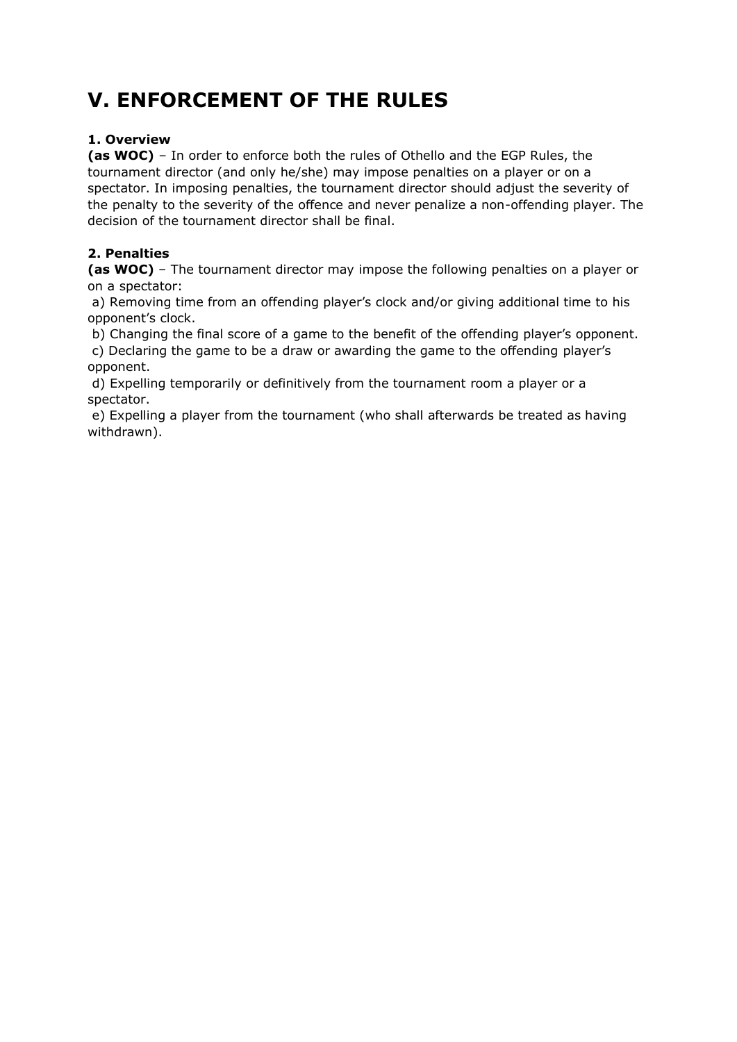# V. ENFORCEMENT OF THE RULES

### 1. Overview

**(as WOC)** – In order to enforce both the rules of Othello and the EGP Rules, the tournament director (and only he/she) may impose penalties on a player or on a spectator. In imposing penalties, the tournament director should adjust the severity of the penalty to the severity of the offence and never penalize a non-offending player. The decision of the tournament director shall be final.

### 2. Penalties

**(as WOC)** – The tournament director may impose the following penalties on a player or on a spectator:

a) Removing time from an offending player's clock and/or giving additional time to his opponent's clock.
b) Changing the final score of a game to the benefit of the offending player's opponent.
c) Declaring the game to be a draw or awarding the game to the offending player's opponent.
d) Expelling temporarily or definitively from the tournament room a player or a spectator.
e) Expelling a player from the tournament (who shall afterwards be treated as having withdrawn).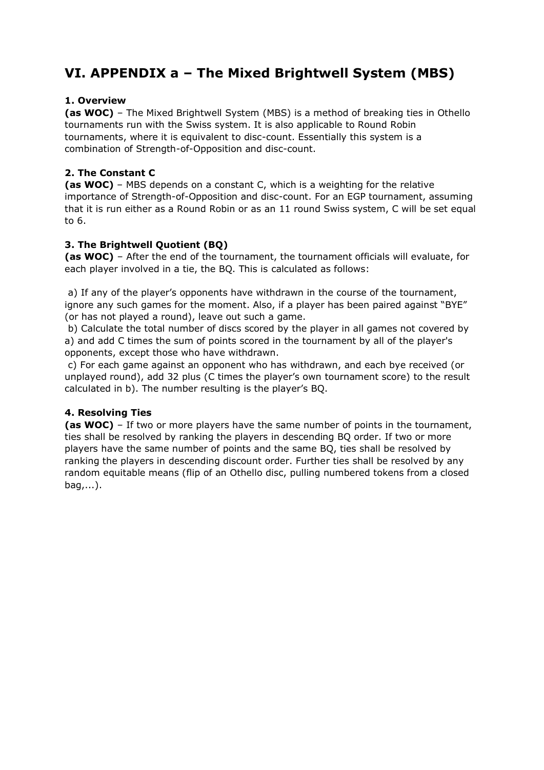# VI. APPENDIX a – The Mixed Brightwell System (MBS)

### 1. Overview

**(as WOC)** – The Mixed Brightwell System (MBS) is a method of breaking ties in Othello tournaments run with the Swiss system. It is also applicable to Round Robin tournaments, where it is equivalent to disc-count. Essentially this system is a combination of Strength-of-Opposition and disc-count.

### 2. The Constant C

**(as WOC)** – MBS depends on a constant C, which is a weighting for the relative importance of Strength-of-Opposition and disc-count. For an EGP tournament, assuming that it is run either as a Round Robin or as an 11 round Swiss system, C will be set equal to 6.

### 3. The Brightwell Quotient (BQ)

**(as WOC)** – After the end of the tournament, the tournament officials will evaluate, for each player involved in a tie, the BQ. This is calculated as follows:

a) If any of the player's opponents have withdrawn in the course of the tournament, ignore any such games for the moment. Also, if a player has been paired against "BYE" (or has not played a round), leave out such a game.

b) Calculate the total number of discs scored by the player in all games not covered by a) and add C times the sum of points scored in the tournament by all of the player's opponents, except those who have withdrawn.

c) For each game against an opponent who has withdrawn, and each bye received (or unplayed round), add 32 plus (C times the player's own tournament score) to the result calculated in b). The number resulting is the player's BQ.

### 4. Resolving Ties

**(as WOC)** – If two or more players have the same number of points in the tournament, ties shall be resolved by ranking the players in descending BQ order. If two or more players have the same number of points and the same BQ, ties shall be resolved by ranking the players in descending discount order. Further ties shall be resolved by any random equitable means (flip of an Othello disc, pulling numbered tokens from a closed bag,...).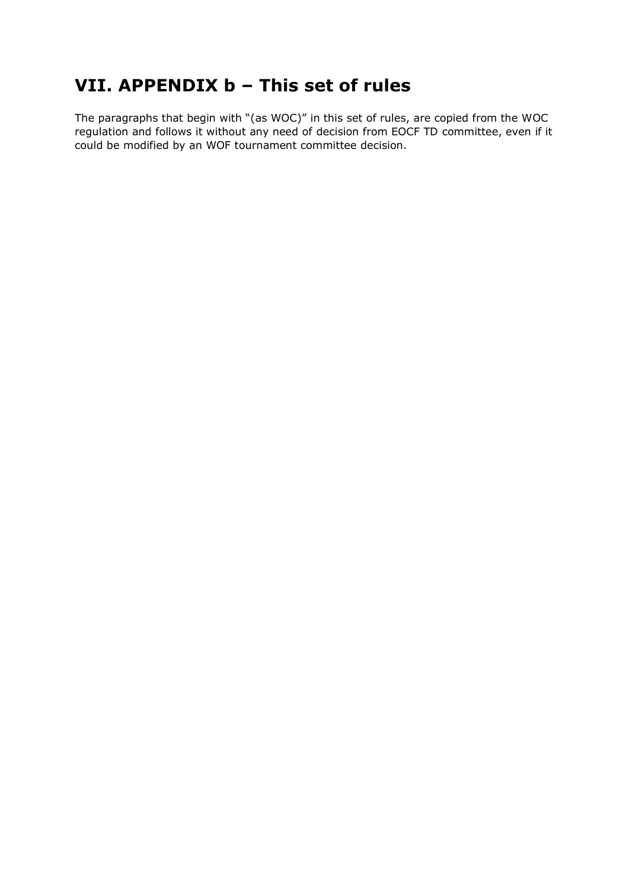## VII. APPENDIX b – This set of rules

The paragraphs that begin with "(as WOC)" in this set of rules, are copied from the WOC regulation and follows it without any need of decision from EOCF TD committee, even if it could be modified by an WOF tournament committee decision.